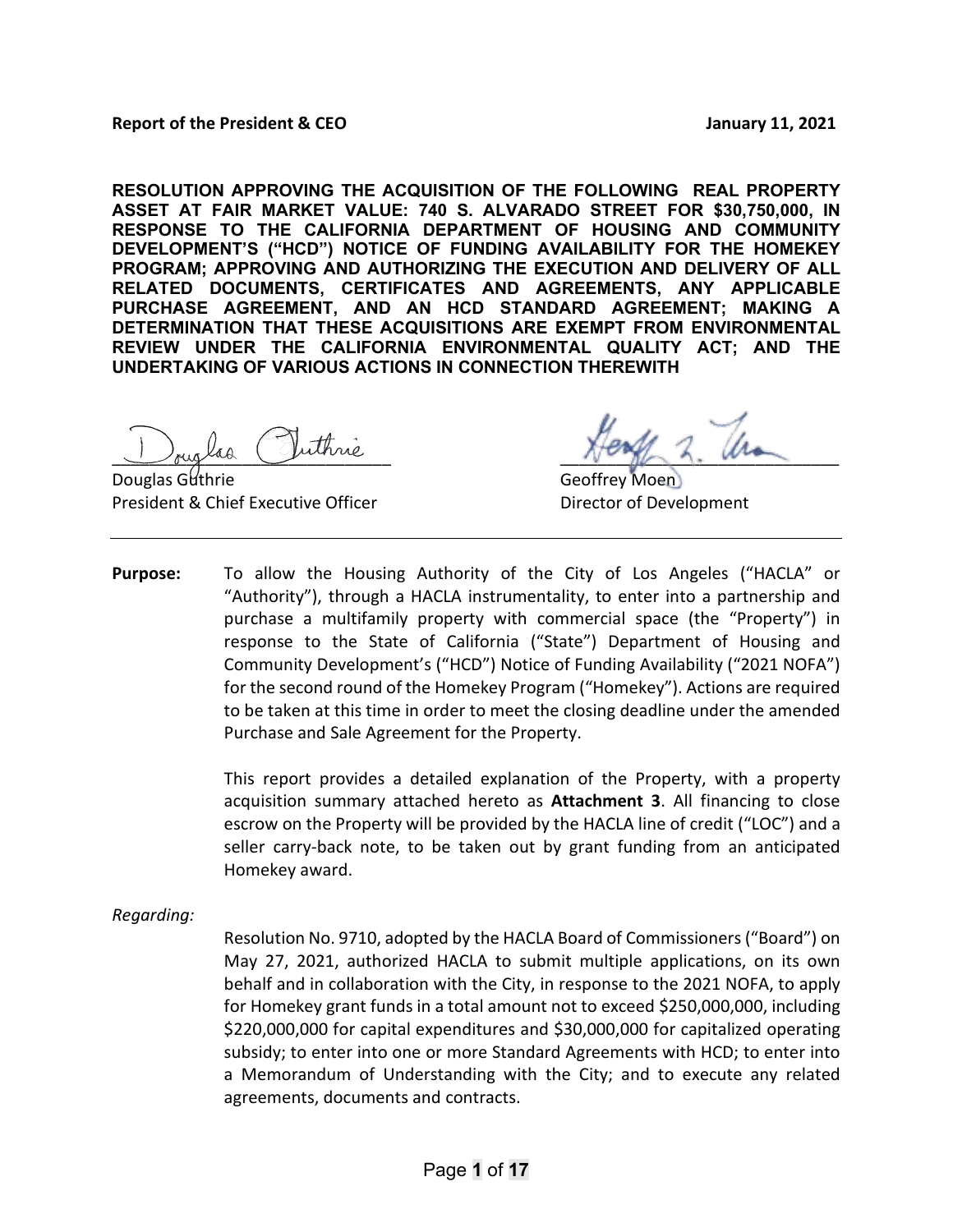**Report of the President & CEO** **January 11, 2021**

**RESOLUTION APPROVING THE ACQUISITION OF THE FOLLOWING REAL PROPERTY ASSET AT FAIR MARKET VALUE: 740 S. ALVARADO STREET FOR $30,750,000, IN RESPONSE TO THE CALIFORNIA DEPARTMENT OF HOUSING AND COMMUNITY DEVELOPMENT'S ("HCD") NOTICE OF FUNDING AVAILABILITY FOR THE HOMEKEY PROGRAM; APPROVING AND AUTHORIZING THE EXECUTION AND DELIVERY OF ALL RELATED DOCUMENTS, CERTIFICATES AND AGREEMENTS, ANY APPLICABLE PURCHASE AGREEMENT, AND AN HCD STANDARD AGREEMENT; MAKING A DETERMINATION THAT THESE ACQUISITIONS ARE EXEMPT FROM ENVIRONMENTAL REVIEW UNDER THE CALIFORNIA ENVIRONMENTAL QUALITY ACT; AND THE UNDERTAKING OF VARIOUS ACTIONS IN CONNECTION THEREWITH**

Douglas Guthrie
President & Chief Executive Officer

Geoffrey Moen
Director of Development

---

**Purpose:** To allow the Housing Authority of the City of Los Angeles ("HACLA" or "Authority"), through a HACLA instrumentality, to enter into a partnership and purchase a multifamily property with commercial space (the "Property") in response to the State of California ("State") Department of Housing and Community Development's ("HCD") Notice of Funding Availability ("2021 NOFA") for the second round of the Homekey Program ("Homekey"). Actions are required to be taken at this time in order to meet the closing deadline under the amended Purchase and Sale Agreement for the Property.

This report provides a detailed explanation of the Property, with a property acquisition summary attached hereto as **Attachment 3**. All financing to close escrow on the Property will be provided by the HACLA line of credit ("LOC") and a seller carry-back note, to be taken out by grant funding from an anticipated Homekey award.

*Regarding:*

Resolution No. 9710, adopted by the HACLA Board of Commissioners ("Board") on May 27, 2021, authorized HACLA to submit multiple applications, on its own behalf and in collaboration with the City, in response to the 2021 NOFA, to apply for Homekey grant funds in a total amount not to exceed $250,000,000, including $220,000,000 for capital expenditures and $30,000,000 for capitalized operating subsidy; to enter into one or more Standard Agreements with HCD; to enter into a Memorandum of Understanding with the City; and to execute any related agreements, documents and contracts.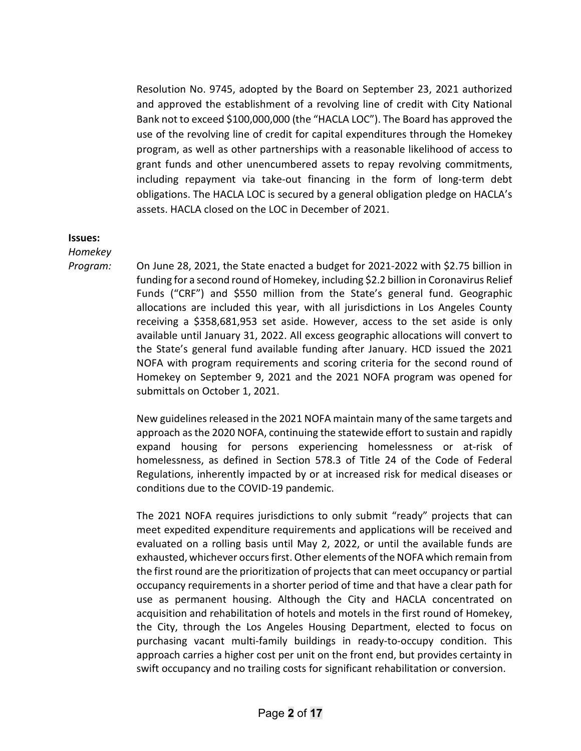Resolution No. 9745, adopted by the Board on September 23, 2021 authorized and approved the establishment of a revolving line of credit with City National Bank not to exceed $100,000,000 (the "HACLA LOC"). The Board has approved the use of the revolving line of credit for capital expenditures through the Homekey program, as well as other partnerships with a reasonable likelihood of access to grant funds and other unencumbered assets to repay revolving commitments, including repayment via take-out financing in the form of long-term debt obligations. The HACLA LOC is secured by a general obligation pledge on HACLA's assets. HACLA closed on the LOC in December of 2021.

**Issues:**

*Homekey Program:*

On June 28, 2021, the State enacted a budget for 2021-2022 with $2.75 billion in funding for a second round of Homekey, including $2.2 billion in Coronavirus Relief Funds ("CRF") and $550 million from the State's general fund. Geographic allocations are included this year, with all jurisdictions in Los Angeles County receiving a $358,681,953 set aside. However, access to the set aside is only available until January 31, 2022. All excess geographic allocations will convert to the State's general fund available funding after January. HCD issued the 2021 NOFA with program requirements and scoring criteria for the second round of Homekey on September 9, 2021 and the 2021 NOFA program was opened for submittals on October 1, 2021.

New guidelines released in the 2021 NOFA maintain many of the same targets and approach as the 2020 NOFA, continuing the statewide effort to sustain and rapidly expand housing for persons experiencing homelessness or at-risk of homelessness, as defined in Section 578.3 of Title 24 of the Code of Federal Regulations, inherently impacted by or at increased risk for medical diseases or conditions due to the COVID-19 pandemic.

The 2021 NOFA requires jurisdictions to only submit "ready" projects that can meet expedited expenditure requirements and applications will be received and evaluated on a rolling basis until May 2, 2022, or until the available funds are exhausted, whichever occurs first. Other elements of the NOFA which remain from the first round are the prioritization of projects that can meet occupancy or partial occupancy requirements in a shorter period of time and that have a clear path for use as permanent housing. Although the City and HACLA concentrated on acquisition and rehabilitation of hotels and motels in the first round of Homekey, the City, through the Los Angeles Housing Department, elected to focus on purchasing vacant multi-family buildings in ready-to-occupy condition. This approach carries a higher cost per unit on the front end, but provides certainty in swift occupancy and no trailing costs for significant rehabilitation or conversion.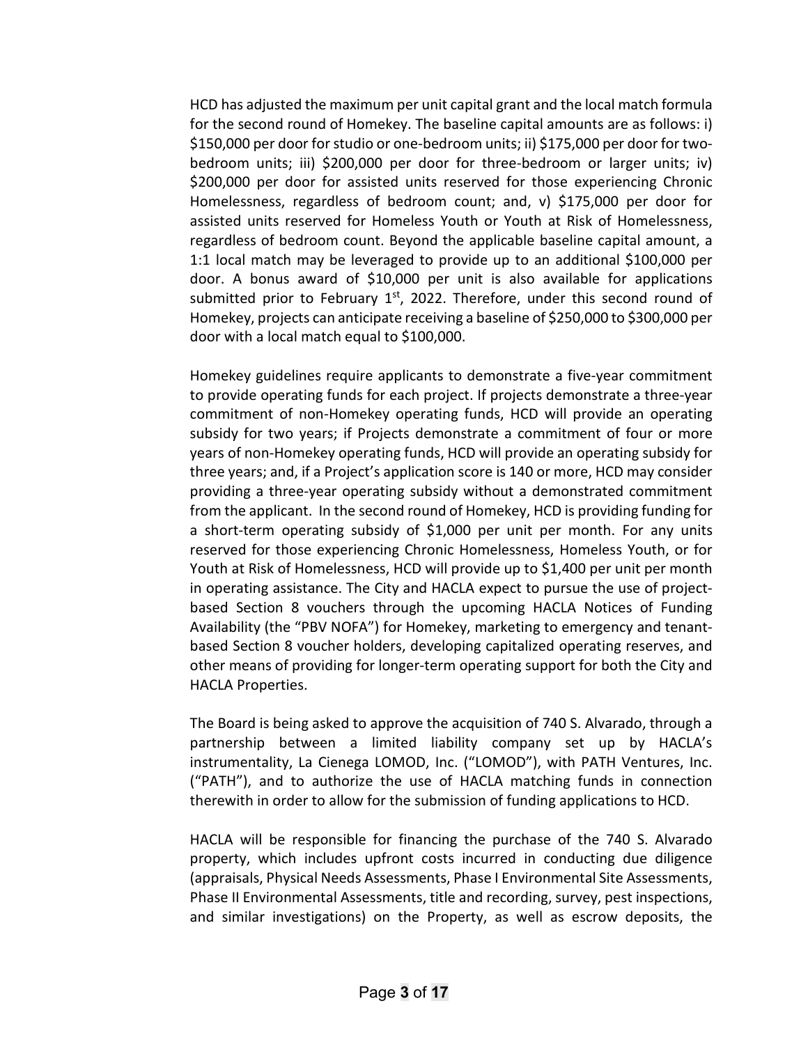HCD has adjusted the maximum per unit capital grant and the local match formula for the second round of Homekey. The baseline capital amounts are as follows: i) $150,000 per door for studio or one-bedroom units; ii) $175,000 per door for two-bedroom units; iii) $200,000 per door for three-bedroom or larger units; iv) $200,000 per door for assisted units reserved for those experiencing Chronic Homelessness, regardless of bedroom count; and, v) $175,000 per door for assisted units reserved for Homeless Youth or Youth at Risk of Homelessness, regardless of bedroom count. Beyond the applicable baseline capital amount, a 1:1 local match may be leveraged to provide up to an additional $100,000 per door. A bonus award of $10,000 per unit is also available for applications submitted prior to February 1st, 2022. Therefore, under this second round of Homekey, projects can anticipate receiving a baseline of $250,000 to $300,000 per door with a local match equal to $100,000.

Homekey guidelines require applicants to demonstrate a five-year commitment to provide funds for each project. If projects demonstrate a three-year commitment of non-Homekey operating funds, HCD will provide an operating subsidy for two years; if Projects demonstrate a commitment of four or more years of non-Homekey operating funds, HCD will provide an operating subsidy for three years; and, if a Project's application score is 140 or more, HCD may consider providing a three-year operating subsidy without a demonstrated commitment from the applicant. In the second round of Homekey, HCD is providing funding for a short-term operating subsidy of $1,000 per unit per month. For any units reserved for those experiencing Chronic Homelessness, Homeless Youth, or for Youth at Risk of Homelessness, HCD will provide up to $1,400 per unit per month in operating assistance. The City and HACLA expect to pursue the use of project-based Section 8 vouchers through the upcoming HACLA Notices of Funding Availability (the "PBV NOFA") for Homekey, marketing to emergency and tenant-based Section 8 voucher holders, developing capitalized operating reserves, and other means of providing for longer-term operating support for both the City and HACLA Properties.

The Board is being asked to approve the acquisition of 740 S. Alvarado, through a partnership between a limited liability company set up by HACLA's instrumentality, La Cienega LOMOD, Inc. ("LOMOD"), with PATH Ventures, Inc. ("PATH"), and to authorize the use of HACLA matching funds in connection therewith in order to allow for the submission of funding applications to HCD.

HACLA will be responsible for financing the purchase of the 740 S. Alvarado property, which includes upfront costs incurred in conducting due diligence (appraisals, Physical Needs Assessments, Phase I Environmental Site Assessments, Phase II Environmental Assessments, title and recording, survey, pest inspections, and similar investigations) on the Property, as well as escrow deposits, the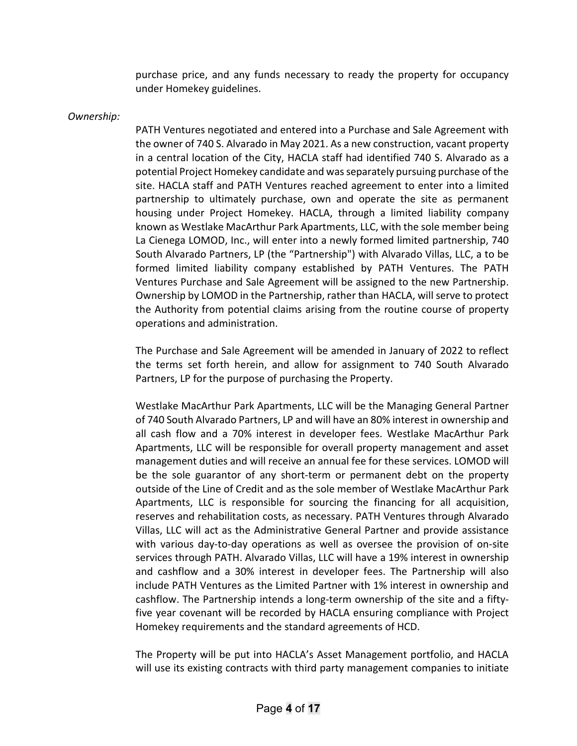purchase price, and any funds necessary to ready the property for occupancy under Homekey guidelines.

*Ownership:*

PATH Ventures negotiated and entered into a Purchase and Sale Agreement with the owner of 740 S. Alvarado in May 2021. As a new construction, vacant property in a central location of the City, HACLA staff had identified 740 S. Alvarado as a potential Project Homekey candidate and was separately pursuing purchase of the site. HACLA staff and PATH Ventures reached agreement to enter into a limited partnership to ultimately purchase, own and operate the site as permanent housing under Project Homekey. HACLA, through a limited liability company known as Westlake MacArthur Park Apartments, LLC, with the sole member being La Cienega LOMOD, Inc., will enter into a newly formed limited partnership, 740 South Alvarado Partners, LP (the "Partnership") with Alvarado Villas, LLC, a to be formed limited liability company established by PATH Ventures. The PATH Ventures Purchase and Sale Agreement will be assigned to the new Partnership. Ownership by LOMOD in the Partnership, rather than HACLA, will serve to protect the Authority from potential claims arising from the routine course of property operations and administration.

The Purchase and Sale Agreement will be amended in January of 2022 to reflect the terms set forth herein, and allow for assignment to 740 South Alvarado Partners, LP for the purpose of purchasing the Property.

Westlake MacArthur Park Apartments, LLC will be the Managing General Partner of 740 South Alvarado Partners, LP and will have an 80% interest in ownership and all cash flow and a 70% interest in developer fees. Westlake MacArthur Park Apartments, LLC will be responsible for overall property management and asset management duties and will receive an annual fee for these services. LOMOD will be the sole guarantor of any short-term or permanent debt on the property outside of the Line of Credit and as the sole member of Westlake MacArthur Park Apartments, LLC is responsible for sourcing the financing for all acquisition, reserves and rehabilitation costs, as necessary. PATH Ventures through Alvarado Villas, LLC will act as the Administrative General Partner and provide assistance with various day-to-day operations as well as oversee the provision of on-site services through PATH. Alvarado Villas, LLC will have a 19% interest in ownership and cashflow and a 30% interest in developer fees. The Partnership will also include PATH Ventures as the Limited Partner with 1% interest in ownership and cashflow. The Partnership intends a long-term ownership of the site and a fifty-five year covenant will be recorded by HACLA ensuring compliance with Project Homekey requirements and the standard agreements of HCD.

The Property will be put into HACLA's Asset Management portfolio, and HACLA will use its existing contracts with third party management companies to initiate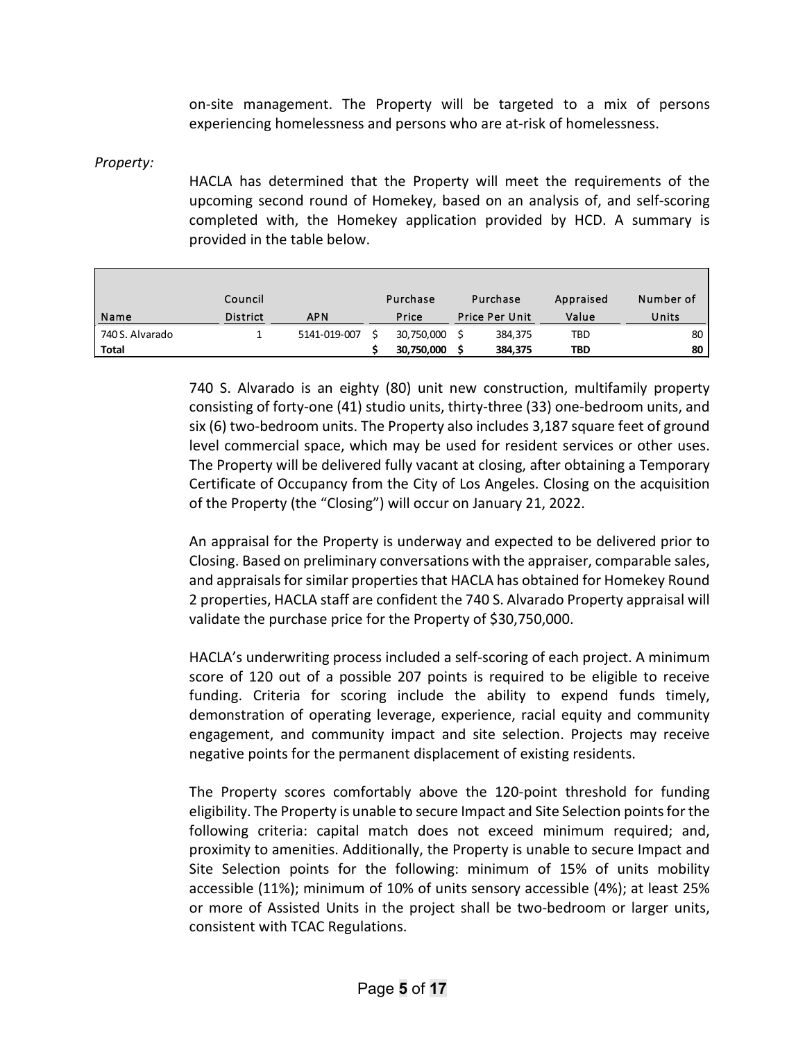on-site management. The Property will be targeted to a mix of persons experiencing homelessness and persons who are at-risk of homelessness.

*Property:*

HACLA has determined that the Property will meet the requirements of the upcoming second round of Homekey, based on an analysis of, and self-scoring completed with, the Homekey application provided by HCD. A summary is provided in the table below.

| Name | Council District | APN | Purchase Price | Purchase Price Per Unit | Appraised Value | Number of Units |
|---|---|---|---|---|---|---|
| 740 S. Alvarado | 1 | 5141-019-007 | $ 30,750,000 | $ 384,375 | TBD | 80 |
| **Total** | | | **$ 30,750,000** | **$ 384,375** | **TBD** | **80** |

740 S. Alvarado is an eighty (80) unit new construction, multifamily property consisting of forty-one (41) studio units, thirty-three (33) one-bedroom units, and six (6) two-bedroom units. The Property also includes 3,187 square feet of ground level commercial space, which may be used for resident services or other uses. The Property will be delivered fully vacant at closing, after obtaining a Temporary Certificate of Occupancy from the City of Los Angeles. Closing on the acquisition of the Property (the "Closing") will occur on January 21, 2022.

An appraisal for the Property is underway and expected to be delivered prior to Closing. Based on preliminary conversations with the appraiser, comparable sales, and appraisals for similar properties that HACLA has obtained for Homekey Round 2 properties, HACLA staff are confident the 740 S. Alvarado Property appraisal will validate the purchase price for the Property of $30,750,000.

HACLA's underwriting process included a self-scoring of each project. A minimum score of 120 out of a possible 207 points is required to be eligible to receive funding. Criteria for scoring include the ability to expend funds timely, demonstration of operating leverage, experience, racial equity and community engagement, and community impact and site selection. Projects may receive negative points for the permanent displacement of existing residents.

The Property scores comfortably above the 120-point threshold for funding eligibility. The Property is unable to secure Impact and Site Selection points for the following criteria: capital match does not exceed minimum required; and, proximity to amenities. Additionally, the Property is unable to secure Impact and Site Selection points for the following: minimum of 15% of units mobility accessible (11%); minimum of 10% of units sensory accessible (4%); at least 25% or more of Assisted Units in the project shall be two-bedroom or larger units, consistent with TCAC Regulations.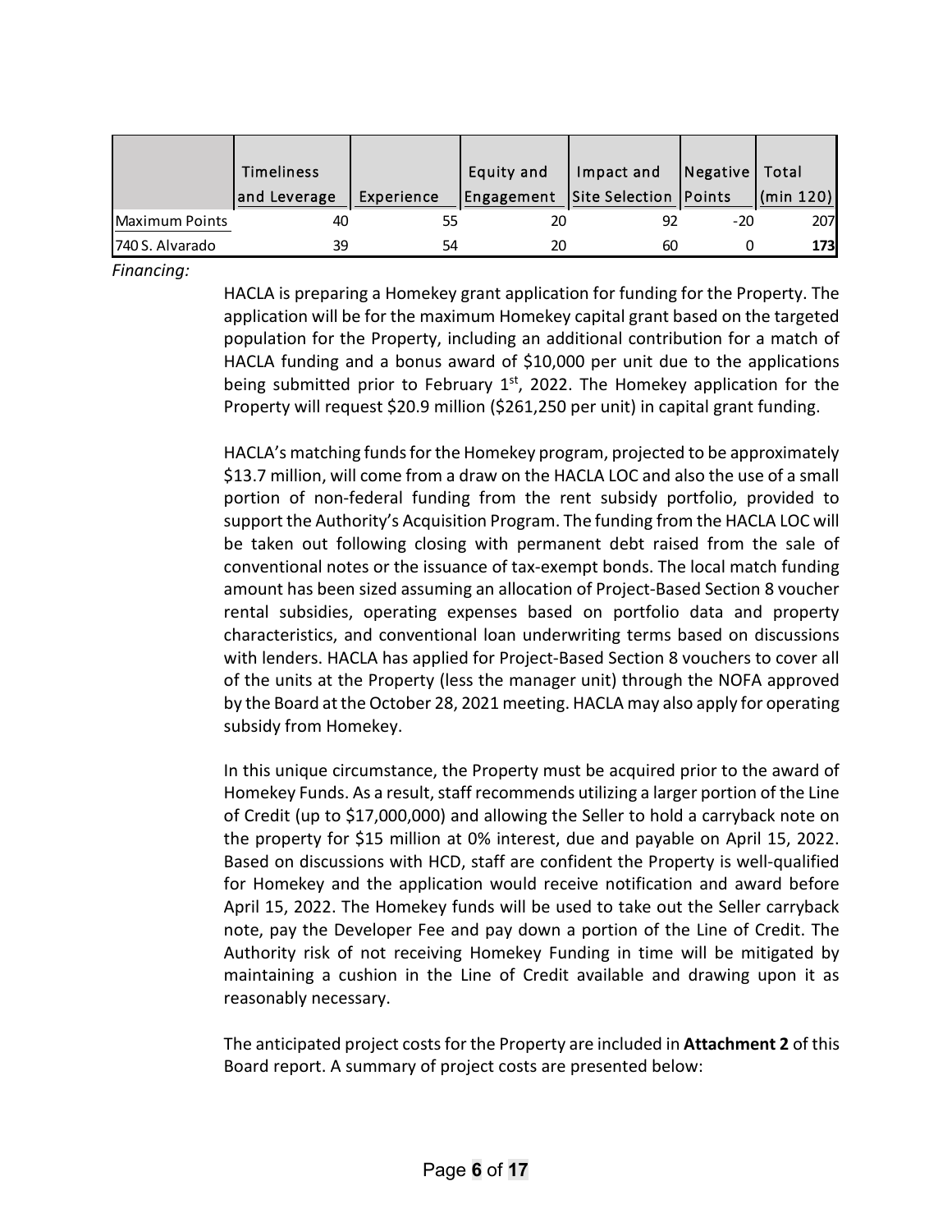| | Timeliness and Leverage | Experience | Equity and Engagement | Impact and Site Selection | Negative Points | Total (min 120) |
|---|---|---|---|---|---|---|
| Maximum Points | 40 | 55 | 20 | 92 | -20 | 207 |
| 740 S. Alvarado | 39 | 54 | 20 | 60 | 0 | **173** |

*Financing:*

HACLA is preparing a Homekey grant application for funding for the Property. The application will be for the maximum Homekey capital grant based on the targeted population for the Property, including an additional contribution for a match of HACLA funding and a bonus award of $10,000 per unit due to the applications being submitted prior to February 1st, 2022. The Homekey application for the Property will request $20.9 million ($261,250 per unit) in capital grant funding.

HACLA's matching funds for the Homekey program, projected to be approximately $13.7 million, will come from a draw on the HACLA LOC and also the use of a small portion of non-federal funding from the rent subsidy portfolio, provided to support the Authority's Acquisition Program. The funding from the HACLA LOC will be taken out following closing with permanent debt raised from the sale of conventional notes or the issuance of tax-exempt bonds. The local match funding amount has been sized assuming an allocation of Project-Based Section 8 voucher rental subsidies, operating expenses based on portfolio data and property characteristics, and conventional loan underwriting terms based on discussions with lenders. HACLA has applied for Project-Based Section 8 vouchers to cover all of the units at the Property (less the manager unit) through the NOFA approved by the Board at the October 28, 2021 meeting. HACLA may also apply for operating subsidy from Homekey.

In this unique circumstance, the Property must be acquired prior to the award of Homekey Funds. As a result, staff recommends utilizing a larger portion of the Line of Credit (up to $17,000,000) and allowing the Seller to hold a carryback note on the property for $15 million at 0% interest, due and payable on April 15, 2022. Based on discussions with HCD, staff are confident the Property is well-qualified for Homekey and the application would receive notification and award before April 15, 2022. The Homekey funds will be used to take out the Seller carryback note, pay the Developer Fee and pay down a portion of the Line of Credit. The Authority risk of not receiving Homekey Funding in time will be mitigated by maintaining a cushion in the Line of Credit available and drawing upon it as reasonably necessary.

The anticipated project costs for the Property are included in **Attachment 2** of this Board report. A summary of project costs are presented below: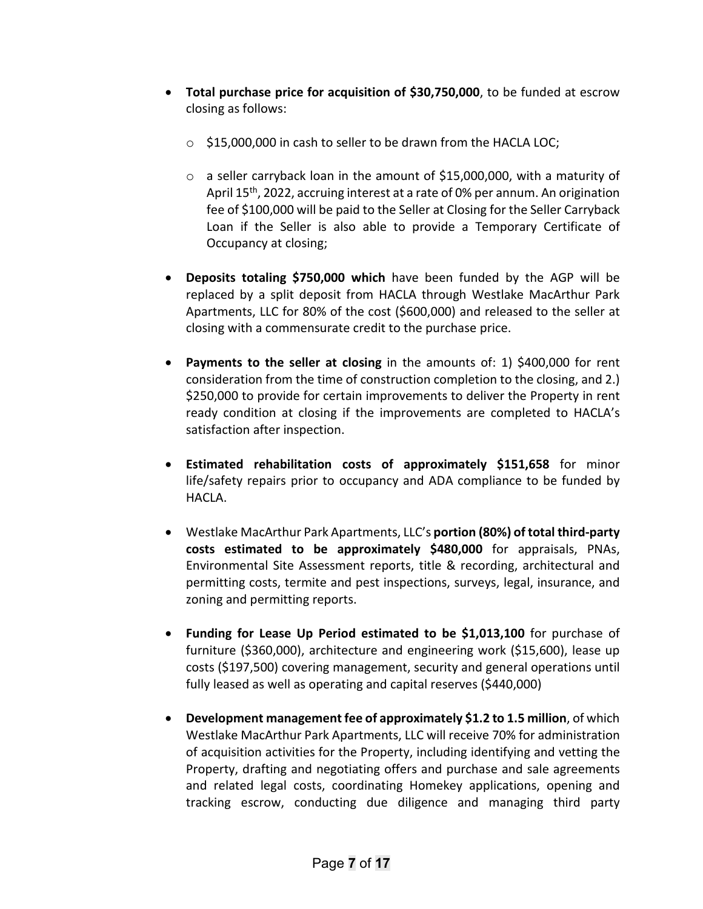- **Total purchase price for acquisition of $30,750,000**, to be funded at escrow closing as follows:
  - $15,000,000 in cash to seller to be drawn from the HACLA LOC;
  - a seller carryback loan in the amount of $15,000,000, with a maturity of April 15th, 2022, accruing interest at a rate of 0% per annum. An origination fee of $100,000 will be paid to the Seller at Closing for the Seller Carryback Loan if the Seller is also able to provide a Temporary Certificate of Occupancy at closing;
- **Deposits totaling $750,000 which** have been funded by the AGP will be replaced by a split deposit from HACLA through Westlake MacArthur Park Apartments, LLC for 80% of the cost ($600,000) and released to the seller at closing with a commensurate credit to the purchase price.
- **Payments to the seller at closing** in the amounts of: 1) $400,000 for rent consideration from the time of construction completion to the closing, and 2.) $250,000 to provide for certain improvements to deliver the Property in rent ready condition at closing if the improvements are completed to HACLA's satisfaction after inspection.
- **Estimated rehabilitation costs of approximately $151,658** for minor life/safety repairs prior to occupancy and ADA compliance to be funded by HACLA.
- Westlake MacArthur Park Apartments, LLC's **portion (80%) of total third-party costs estimated to be approximately $480,000** for appraisals, PNAs, Environmental Site Assessment reports, title & recording, architectural and permitting costs, termite and pest inspections, surveys, legal, insurance, and zoning and permitting reports.
- **Funding for Lease Up Period estimated to be $1,013,100** for purchase of furniture ($360,000), architecture and engineering work ($15,600), lease up costs ($197,500) covering management, security and general operations until fully leased as well as operating and capital reserves ($440,000)
- **Development management fee of approximately $1.2 to 1.5 million**, of which Westlake MacArthur Park Apartments, LLC will receive 70% for administration of acquisition activities for the Property, including identifying and vetting the Property, drafting and negotiating offers and purchase and sale agreements and related legal costs, coordinating Homekey applications, opening and tracking escrow, conducting due diligence and managing third party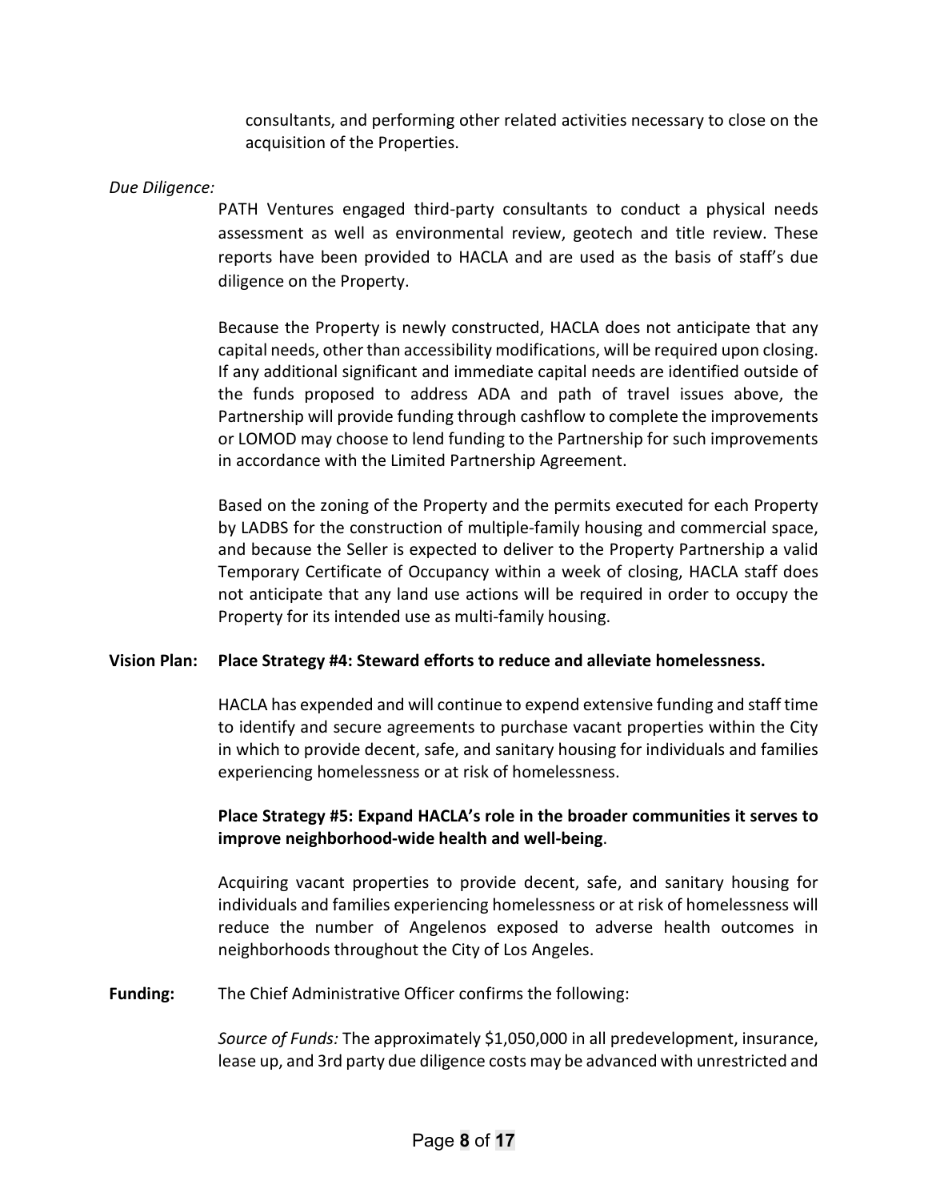consultants, and performing other related activities necessary to close on the acquisition of the Properties.

*Due Diligence:*

PATH Ventures engaged third-party consultants to conduct a physical needs assessment as well as environmental review, geotech and title review. These reports have been provided to HACLA and are used as the basis of staff's due diligence on the Property.

Because the Property is newly constructed, HACLA does not anticipate that any capital needs, other than accessibility modifications, will be required upon closing. If any additional significant and immediate capital needs are identified outside of the funds proposed to address ADA and path of travel issues above, the Partnership will provide funding through cashflow to complete the improvements or LOMOD may choose to lend funding to the Partnership for such improvements in accordance with the Limited Partnership Agreement.

Based on the zoning of the Property and the permits executed for each Property by LADBS for the construction of multiple-family housing and commercial space, and because the Seller is expected to deliver to the Property Partnership a valid Temporary Certificate of Occupancy within a week of closing, HACLA staff does not anticipate that any land use actions will be required in order to occupy the Property for its intended use as multi-family housing.

**Vision Plan:** **Place Strategy #4: Steward efforts to reduce and alleviate homelessness.**

HACLA has expended and will continue to expend extensive funding and staff time to identify and secure agreements to purchase vacant properties within the City in which to provide decent, safe, and sanitary housing for individuals and families experiencing homelessness or at risk of homelessness.

**Place Strategy #5: Expand HACLA's role in the broader communities it serves to improve neighborhood-wide health and well-being**.

Acquiring vacant properties to provide decent, safe, and sanitary housing for individuals and families experiencing homelessness or at risk of homelessness will reduce the number of Angelenos exposed to adverse health outcomes in neighborhoods throughout the City of Los Angeles.

**Funding:** The Chief Administrative Officer confirms the following:

*Source of Funds:* The approximately $1,050,000 in all predevelopment, insurance, lease up, and 3rd party due diligence costs may be advanced with unrestricted and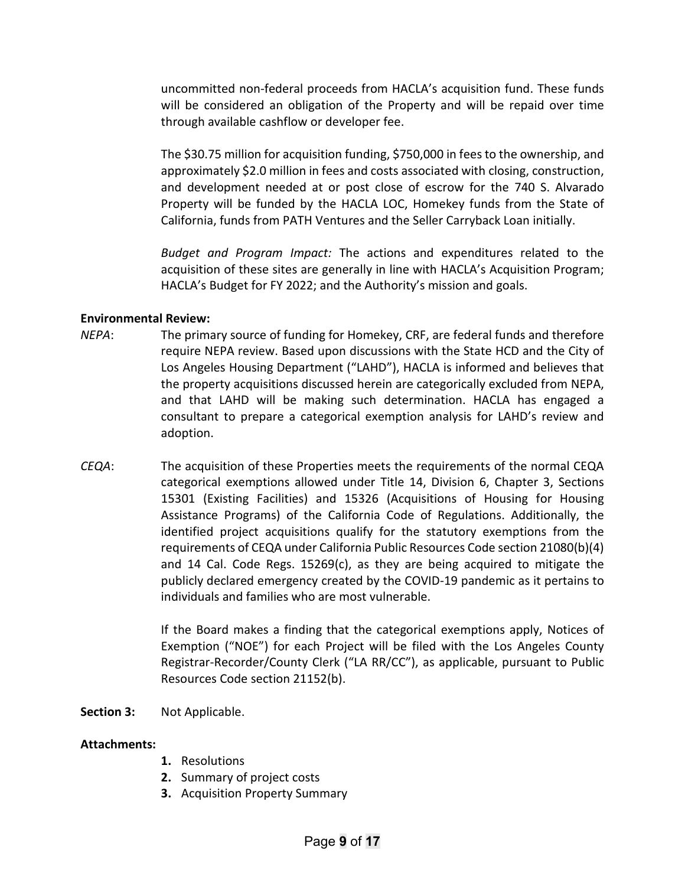uncommitted non-federal proceeds from HACLA's acquisition fund. These funds will be considered an obligation of the Property and will be repaid over time through available cashflow or developer fee.

The $30.75 million for acquisition funding, $750,000 in fees to the ownership, and approximately $2.0 million in fees and costs associated with closing, construction, and development needed at or post close of escrow for the 740 S. Alvarado Property will be funded by the HACLA LOC, Homekey funds from the State of California, funds from PATH Ventures and the Seller Carryback Loan initially.

*Budget and Program Impact:* The actions and expenditures related to the acquisition of these sites are generally in line with HACLA's Acquisition Program; HACLA's Budget for FY 2022; and the Authority's mission and goals.

**Environmental Review:**

*NEPA*: The primary source of funding for Homekey, CRF, are federal funds and therefore require NEPA review. Based upon discussions with the State HCD and the City of Los Angeles Housing Department ("LAHD"), HACLA is informed and believes that the property acquisitions discussed herein are categorically excluded from NEPA, and that LAHD will be making such determination. HACLA has engaged a consultant to prepare a categorical exemption analysis for LAHD's review and adoption.

*CEQA*: The acquisition of these Properties meets the requirements of the normal CEQA categorical exemptions allowed under Title 14, Division 6, Chapter 3, Sections 15301 (Existing Facilities) and 15326 (Acquisitions of Housing for Housing Assistance Programs) of the California Code of Regulations. Additionally, the identified project acquisitions qualify for the statutory exemptions from the requirements of CEQA under California Public Resources Code section 21080(b)(4) and 14 Cal. Code Regs. 15269(c), as they are being acquired to mitigate the publicly declared emergency created by the COVID-19 pandemic as it pertains to individuals and families who are most vulnerable.

If the Board makes a finding that the categorical exemptions apply, Notices of Exemption ("NOE") for each Project will be filed with the Los Angeles County Registrar-Recorder/County Clerk ("LA RR/CC"), as applicable, pursuant to Public Resources Code section 21152(b).

**Section 3:** Not Applicable.

**Attachments:**

1. Resolutions
2. Summary of project costs
3. Acquisition Property Summary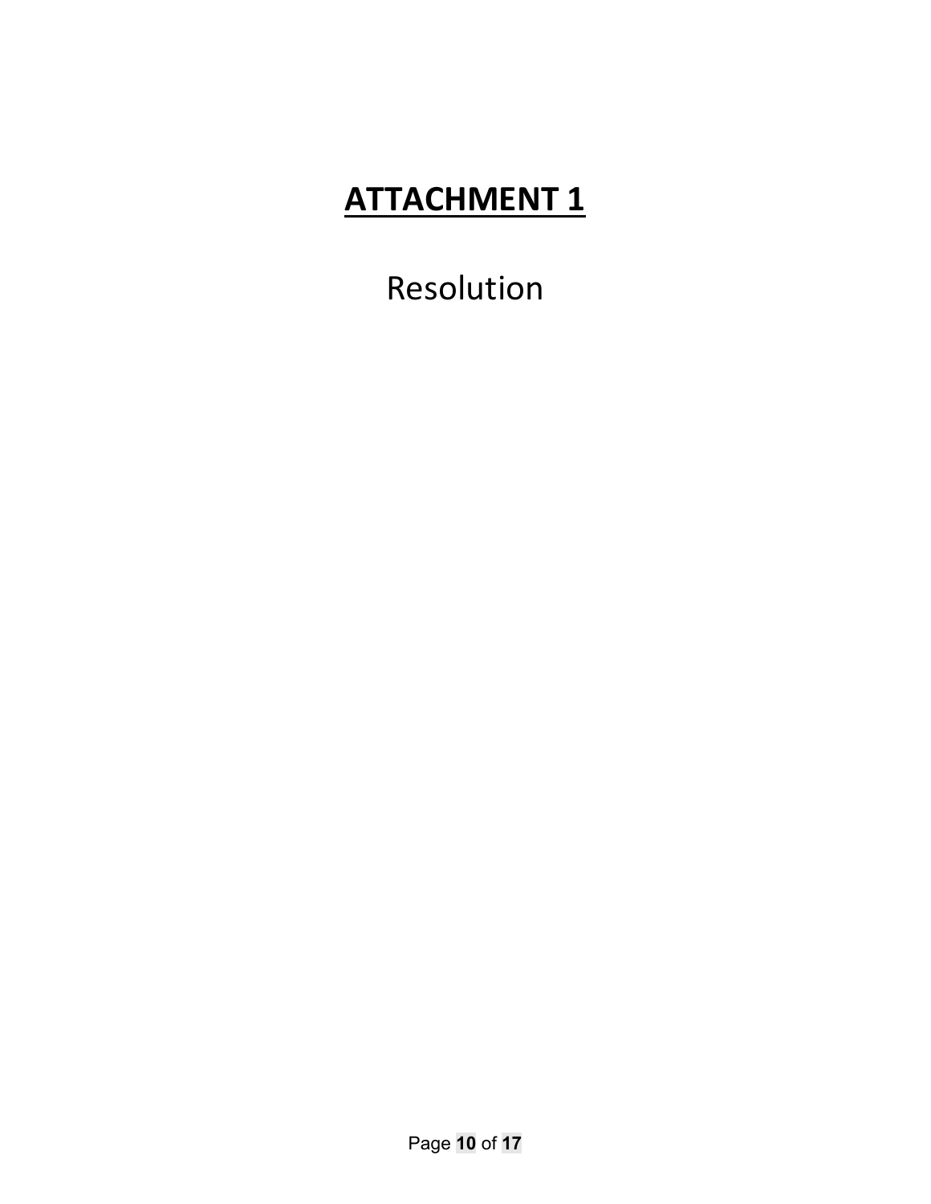# **ATTACHMENT 1**

Resolution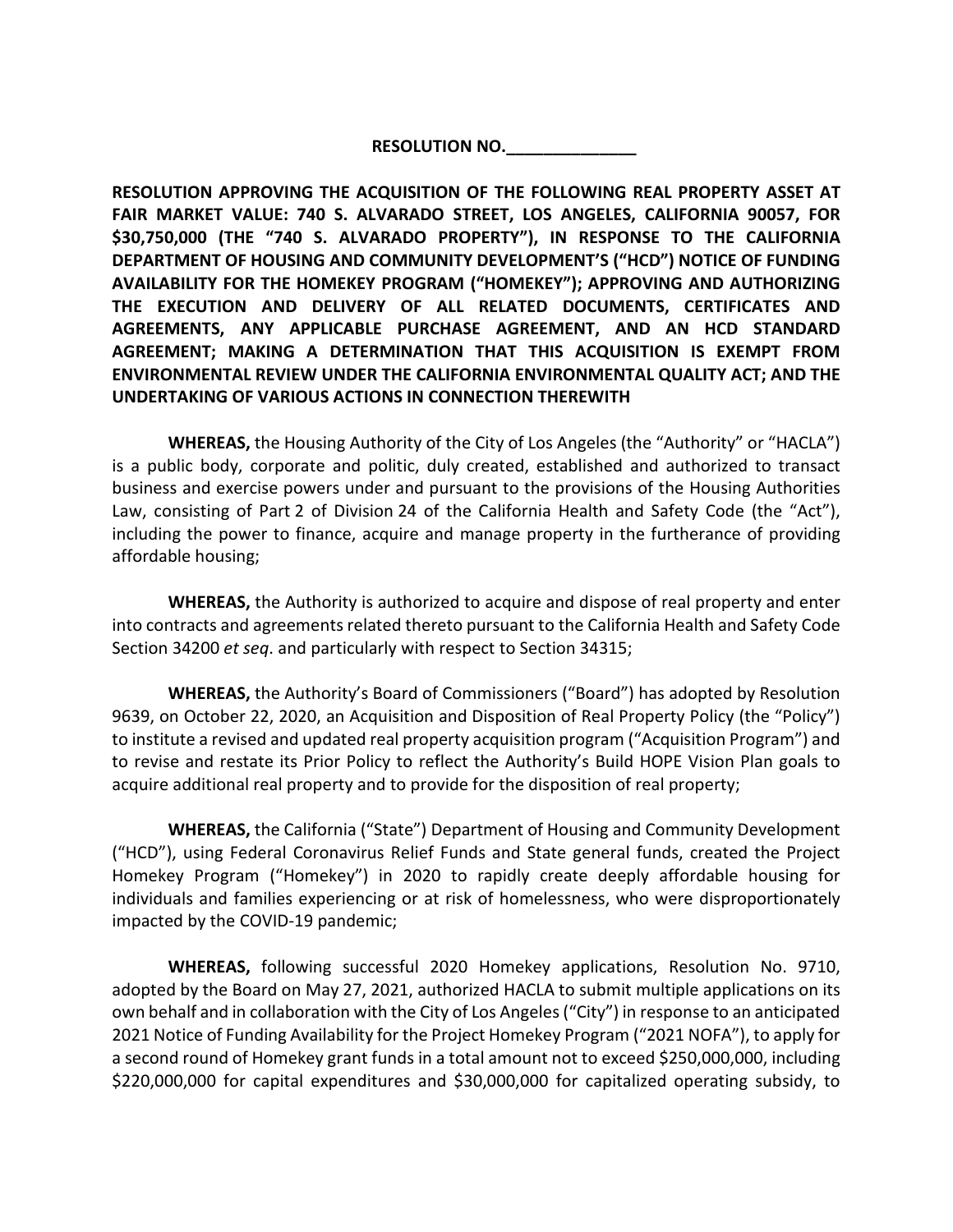**RESOLUTION NO.______________**

**RESOLUTION APPROVING THE ACQUISITION OF THE FOLLOWING REAL PROPERTY ASSET AT FAIR MARKET VALUE: 740 S. ALVARADO STREET, LOS ANGELES, CALIFORNIA 90057, FOR $30,750,000 (THE "740 S. ALVARADO PROPERTY"), IN RESPONSE TO THE CALIFORNIA DEPARTMENT OF HOUSING AND COMMUNITY DEVELOPMENT'S ("HCD") NOTICE OF FUNDING AVAILABILITY FOR THE HOMEKEY PROGRAM ("HOMEKEY"); APPROVING AND AUTHORIZING THE EXECUTION AND DELIVERY OF ALL RELATED DOCUMENTS, CERTIFICATES AND AGREEMENTS, ANY APPLICABLE PURCHASE AGREEMENT, AND AN HCD STANDARD AGREEMENT; MAKING A DETERMINATION THAT THIS ACQUISITION IS EXEMPT FROM ENVIRONMENTAL REVIEW UNDER THE CALIFORNIA ENVIRONMENTAL QUALITY ACT; AND THE UNDERTAKING OF VARIOUS ACTIONS IN CONNECTION THEREWITH**

**WHEREAS,** the Housing Authority of the City of Los Angeles (the "Authority" or "HACLA") is a public body, corporate and politic, duly created, established and authorized to transact business and exercise powers under and pursuant to the provisions of the Housing Authorities Law, consisting of Part 2 of Division 24 of the California Health and Safety Code (the "Act"), including the power to finance, acquire and manage property in the furtherance of providing affordable housing;

**WHEREAS,** the Authority is authorized to acquire and dispose of real property and enter into contracts and agreements related thereto pursuant to the California Health and Safety Code Section 34200 *et seq*. and particularly with respect to Section 34315;

**WHEREAS,** the Authority's Board of Commissioners ("Board") has adopted by Resolution 9639, on October 22, 2020, an Acquisition and Disposition of Real Property Policy (the "Policy") to institute a revised and updated real property acquisition program ("Acquisition Program") and to revise and restate its Prior Policy to reflect the Authority's Build HOPE Vision Plan goals to acquire additional real property and to provide for the disposition of real property;

**WHEREAS,** the California ("State") Department of Housing and Community Development ("HCD"), using Federal Coronavirus Relief Funds and State general funds, created the Project Homekey Program ("Homekey") in 2020 to rapidly create deeply affordable housing for individuals and families experiencing or at risk of homelessness, who were disproportionately impacted by the COVID-19 pandemic;

**WHEREAS,** following successful 2020 Homekey applications, Resolution No. 9710, adopted by the Board on May 27, 2021, authorized HACLA to submit multiple applications on its own behalf and in collaboration with the City of Los Angeles ("City") in response to an anticipated 2021 Notice of Funding Availability for the Project Homekey Program ("2021 NOFA"), to apply for a second round of Homekey grant funds in a total amount not to exceed $250,000,000, including $220,000,000 for capital expenditures and $30,000,000 for capitalized operating subsidy, to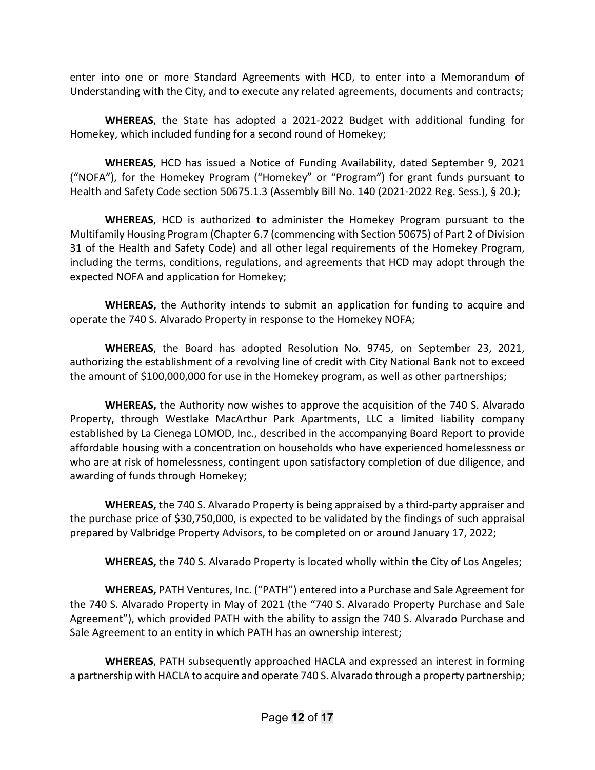enter into one or more Standard Agreements with HCD, to enter into a Memorandum of Understanding with the City, and to execute any related agreements, documents and contracts;

**WHEREAS**, the State has adopted a 2021-2022 Budget with additional funding for Homekey, which included funding for a second round of Homekey;

**WHEREAS**, HCD has issued a Notice of Funding Availability, dated September 9, 2021 ("NOFA"), for the Homekey Program ("Homekey" or "Program") for grant funds pursuant to Health and Safety Code section 50675.1.3 (Assembly Bill No. 140 (2021-2022 Reg. Sess.), § 20.);

**WHEREAS**, HCD is authorized to administer the Homekey Program pursuant to the Multifamily Housing Program (Chapter 6.7 (commencing with Section 50675) of Part 2 of Division 31 of the Health and Safety Code) and all other legal requirements of the Homekey Program, including the terms, conditions, regulations, and agreements that HCD may adopt through the expected NOFA and application for Homekey;

**WHEREAS,** the Authority intends to submit an application for funding to acquire and operate the 740 S. Alvarado Property in response to the Homekey NOFA;

**WHEREAS**, the Board has adopted Resolution No. 9745, on September 23, 2021, authorizing the establishment of a revolving line of credit with City National Bank not to exceed the amount of $100,000,000 for use in the Homekey program, as well as other partnerships;

**WHEREAS,** the Authority now wishes to approve the acquisition of the 740 S. Alvarado Property, through Westlake MacArthur Park Apartments, LLC a limited liability company established by La Cienega LOMOD, Inc., described in the accompanying Board Report to provide affordable housing with a concentration on households who have experienced homelessness or who are at risk of homelessness, contingent upon satisfactory completion of due diligence, and awarding of funds through Homekey;

**WHEREAS,** the 740 S. Alvarado Property is being appraised by a third-party appraiser and the purchase price of $30,750,000, is expected to be validated by the findings of such appraisal prepared by Valbridge Property Advisors, to be completed on or around January 17, 2022;

**WHEREAS,** the 740 S. Alvarado Property is located wholly within the City of Los Angeles;

**WHEREAS,** PATH Ventures, Inc. ("PATH") entered into a Purchase and Sale Agreement for the 740 S. Alvarado Property in May of 2021 (the "740 S. Alvarado Property Purchase and Sale Agreement"), which provided PATH with the ability to assign the 740 S. Alvarado Purchase and Sale Agreement to an entity in which PATH has an ownership interest;

**WHEREAS**, PATH subsequently approached HACLA and expressed an interest in forming a partnership with HACLA to acquire and operate 740 S. Alvarado through a property partnership;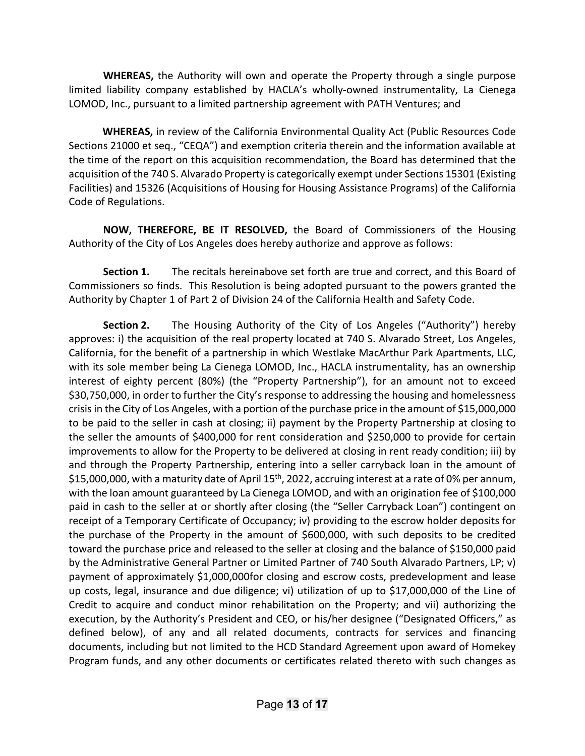**WHEREAS,** the Authority will own and operate the Property through a single purpose limited liability company established by HACLA's wholly-owned instrumentality, La Cienega LOMOD, Inc., pursuant to a limited partnership agreement with PATH Ventures; and

**WHEREAS,** in review of the California Environmental Quality Act (Public Resources Code Sections 21000 et seq., "CEQA") and exemption criteria therein and the information available at the time of the report on this acquisition recommendation, the Board has determined that the acquisition of the 740 S. Alvarado Property is categorically exempt under Sections 15301 (Existing Facilities) and 15326 (Acquisitions of Housing for Housing Assistance Programs) of the California Code of Regulations.

**NOW, THEREFORE, BE IT RESOLVED,** the Board of Commissioners of the Housing Authority of the City of Los Angeles does hereby authorize and approve as follows:

**Section 1.** The recitals hereinabove set forth are true and correct, and this Board of Commissioners so finds. This Resolution is being adopted pursuant to the powers granted the Authority by Chapter 1 of Part 2 of Division 24 of the California Health and Safety Code.

**Section 2.** The Housing Authority of the City of Los Angeles ("Authority") hereby approves: i) the acquisition of the real property located at 740 S. Alvarado Street, Los Angeles, California, for the benefit of a partnership in which Westlake MacArthur Park Apartments, LLC, with its sole member being La Cienega LOMOD, Inc., HACLA instrumentality, has an ownership interest of eighty percent (80%) (the "Property Partnership"), for an amount not to exceed $30,750,000, in order to further the City's response to addressing the housing and homelessness crisis in the City of Los Angeles, with a portion of the purchase price in the amount of $15,000,000 to be paid to the seller in cash at closing; ii) payment by the Property Partnership at closing to the seller the amounts of $400,000 for rent consideration and $250,000 to provide for certain improvements to allow for the Property to be delivered at closing in rent ready condition; iii) by and through the Property Partnership, entering into a seller carryback loan in the amount of $15,000,000, with a maturity date of April 15th, 2022, accruing interest at a rate of 0% per annum, with the loan amount guaranteed by La Cienega LOMOD, and with an origination fee of $100,000 paid in cash to the seller at or shortly after closing (the "Seller Carryback Loan") contingent on receipt of a Temporary Certificate of Occupancy; iv) providing to the escrow holder deposits for the purchase of the Property in the amount of $600,000, with such deposits to be credited toward the purchase price and released to the seller at closing and the balance of $150,000 paid by the Administrative General Partner or Limited Partner of 740 South Alvarado Partners, LP; v) payment of approximately $1,000,000for closing and escrow costs, predevelopment and lease up costs, legal, insurance and due diligence; vi) utilization of up to $17,000,000 of the Line of Credit to acquire and conduct minor rehabilitation on the Property; and vii) authorizing the execution, by the Authority's President and CEO, or his/her designee ("Designated Officers," as defined below), of any and all related documents, contracts for services and financing documents, including but not limited to the HCD Standard Agreement upon award of Homekey Program funds, and any other documents or certificates related thereto with such changes as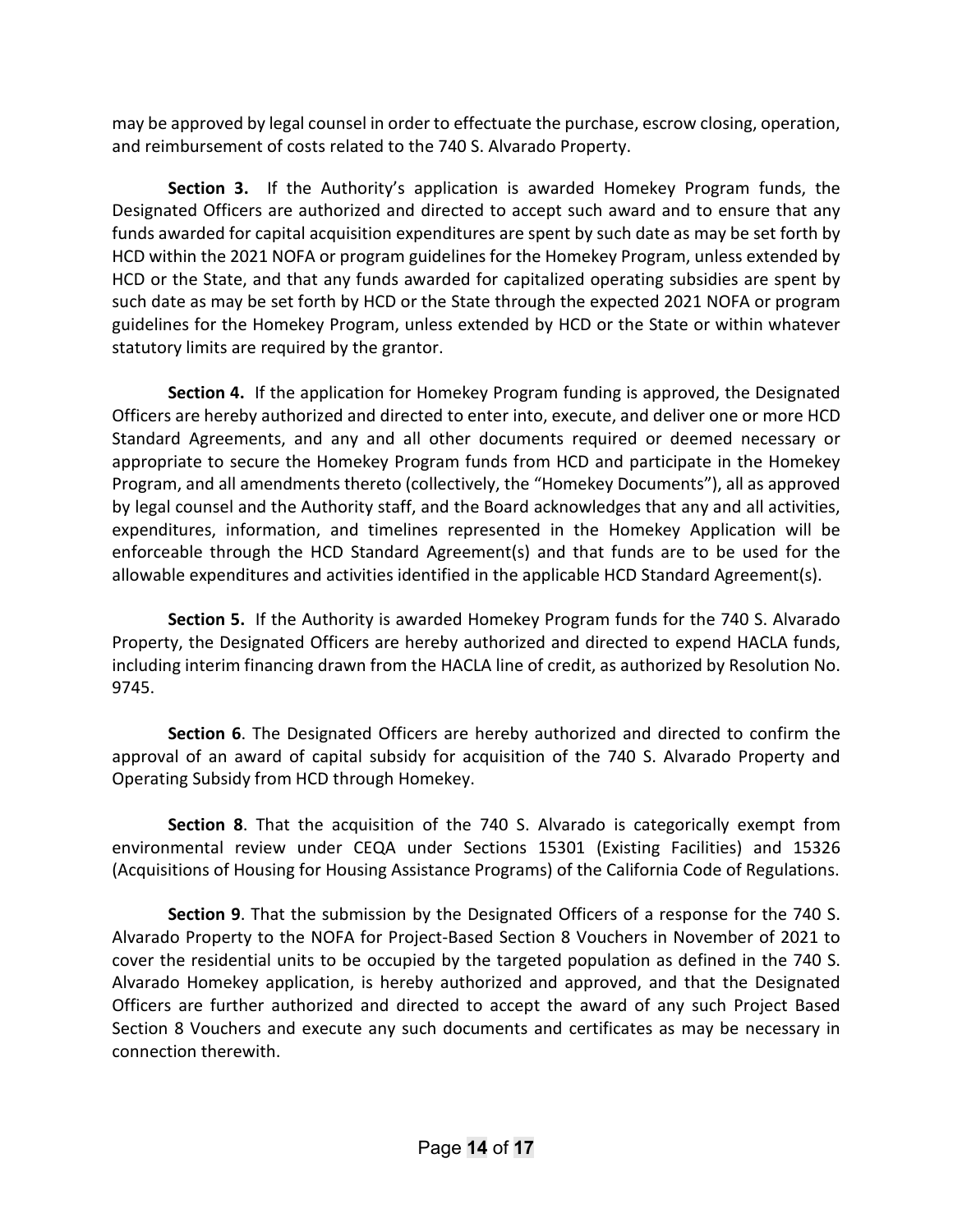may be approved by legal counsel in order to effectuate the purchase, escrow closing, operation, and reimbursement of costs related to the 740 S. Alvarado Property.

**Section 3.** If the Authority's application is awarded Homekey Program funds, the Designated Officers are authorized and directed to accept such award and to ensure that any funds awarded for capital acquisition expenditures are spent by such date as may be set forth by HCD within the 2021 NOFA or program guidelines for the Homekey Program, unless extended by HCD or the State, and that any funds awarded for capitalized operating subsidies are spent by such date as may be set forth by HCD or the State through the expected 2021 NOFA or program guidelines for the Homekey Program, unless extended by HCD or the State or within whatever statutory limits are required by the grantor.

**Section 4.** If the application for Homekey Program funding is approved, the Designated Officers are hereby authorized and directed to enter into, execute, and deliver one or more HCD Standard Agreements, and any and all other documents required or deemed necessary or appropriate to secure the Homekey Program funds from HCD and participate in the Homekey Program, and all amendments thereto (collectively, the "Homekey Documents"), all as approved by legal counsel and the Authority staff, and the Board acknowledges that any and all activities, expenditures, information, and timelines represented in the Homekey Application will be enforceable through the HCD Standard Agreement(s) and that funds are to be used for the allowable expenditures and activities identified in the applicable HCD Standard Agreement(s).

**Section 5.** If the Authority is awarded Homekey Program funds for the 740 S. Alvarado Property, the Designated Officers are hereby authorized and directed to expend HACLA funds, including interim financing drawn from the HACLA line of credit, as authorized by Resolution No. 9745.

**Section 6**. The Designated Officers are hereby authorized and directed to confirm the approval of an award of capital subsidy for acquisition of the 740 S. Alvarado Property and Operating Subsidy from HCD through Homekey.

**Section 8**. That the acquisition of the 740 S. Alvarado is categorically exempt from environmental review under CEQA under Sections 15301 (Existing Facilities) and 15326 (Acquisitions of Housing for Housing Assistance Programs) of the California Code of Regulations.

**Section 9**. That the submission by the Designated Officers of a response for the 740 S. Alvarado Property to the NOFA for Project-Based Section 8 Vouchers in November of 2021 to cover the residential units to be occupied by the targeted population as defined in the 740 S. Alvarado Homekey application, is hereby authorized and approved, and that the Designated Officers are further authorized and directed to accept the award of any such Project Based Section 8 Vouchers and execute any such documents and certificates as may be necessary in connection therewith.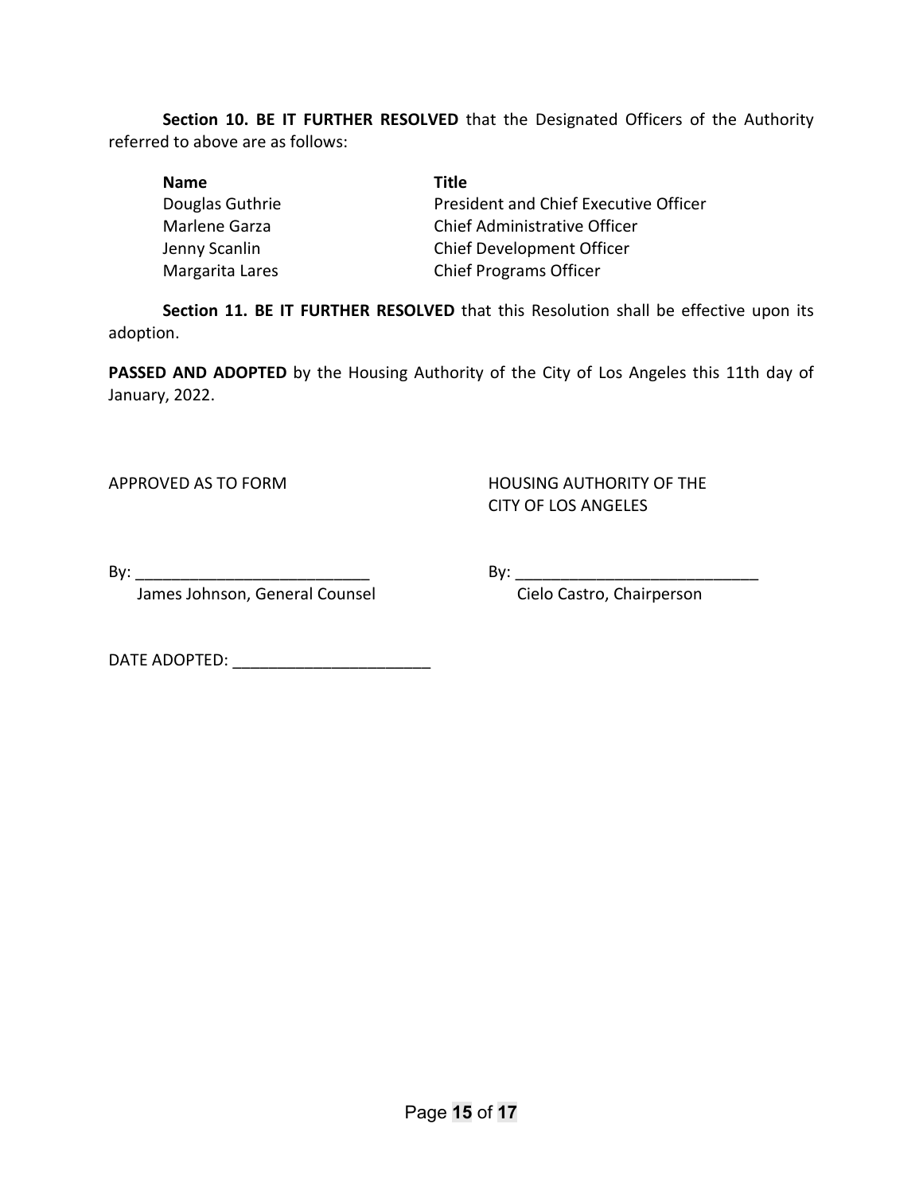**Section 10. BE IT FURTHER RESOLVED** that the Designated Officers of the Authority referred to above are as follows:

| **Name** | **Title** |
|---|---|
| Douglas Guthrie | President and Chief Executive Officer |
| Marlene Garza | Chief Administrative Officer |
| Jenny Scanlin | Chief Development Officer |
| Margarita Lares | Chief Programs Officer |

**Section 11. BE IT FURTHER RESOLVED** that this Resolution shall be effective upon its adoption.

**PASSED AND ADOPTED** by the Housing Authority of the City of Los Angeles this 11th day of January, 2022.

APPROVED AS TO FORM

By: ___________________________
James Johnson, General Counsel

HOUSING AUTHORITY OF THE CITY OF LOS ANGELES

By: ___________________________
Cielo Castro, Chairperson

DATE ADOPTED: _______________________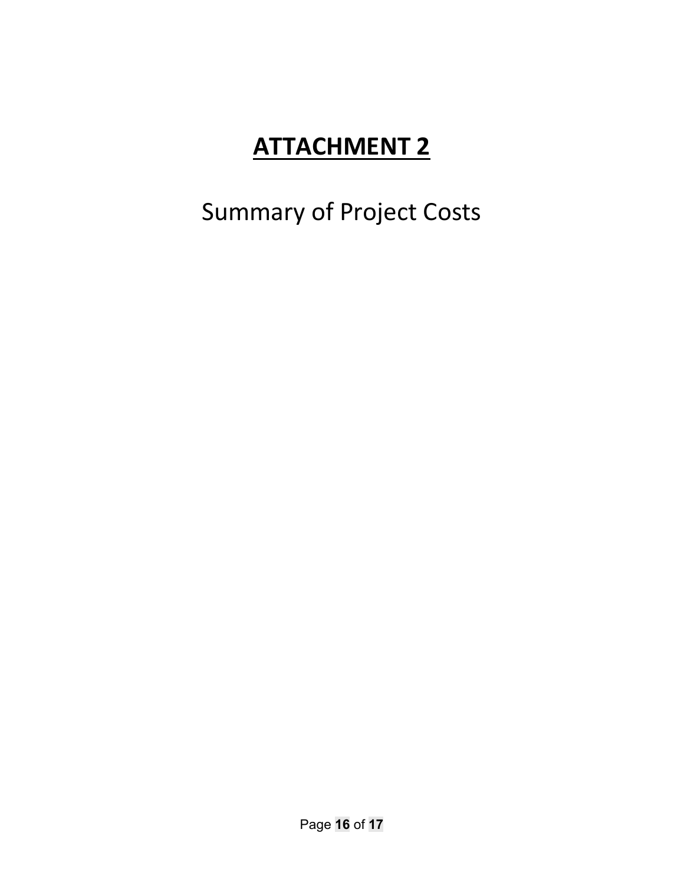# **ATTACHMENT 2**

Summary of Project Costs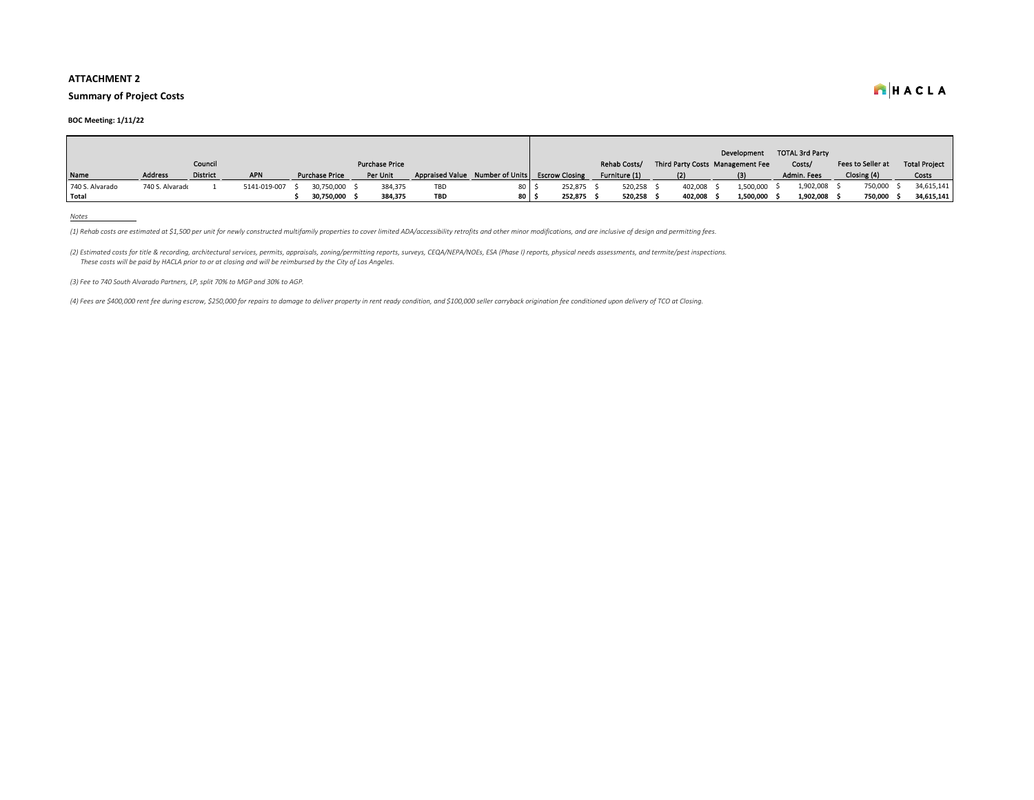**ATTACHMENT 2**

**Summary of Project Costs**

**BOC Meeting: 1/11/22**

| Name | Address | Council District | APN | Purchase Price | Purchase Price Per Unit | Appraised Value | Number of Units | Escrow Closing | Rehab Costs/ Furniture (1) | Third Party Costs (2) | Development Management Fee (3) | TOTAL 3rd Party Costs/ Admin. Fees | Fees to Seller at Closing (4) | Total Project Costs |
|---|---|---|---|---|---|---|---|---|---|---|---|---|---|---|
| 740 S. Alvarado | 740 S. Alvarado | 1 | 5141-019-007 | $ 30,750,000 | $ 384,375 | TBD | 80 | $ 252,875 | $ 520,258 | $ 402,008 | $ 1,500,000 | $ 1,902,008 | $ 750,000 | $ 34,615,141 |
| **Total** | | | | **$ 30,750,000** | **$ 384,375** | **TBD** | **80** | **$ 252,875** | **$ 520,258** | **$ 402,008** | **$ 1,500,000** | **$ 1,902,008** | **$ 750,000** | **$ 34,615,141** |

*Notes*

*(1) Rehab costs are estimated at $1,500 per unit for newly constructed multifamily properties to cover limited ADA/accessibility retrofits and other minor modifications, and are inclusive of design and permitting fees.*

*(2) Estimated costs for title & recording, architectural services, permits, appraisals, zoning/permitting reports, surveys, CEQA/NEPA/NOEs, ESA (Phase I) reports, physical needs assessments, and termite/pest inspections. These costs will be paid by HACLA prior to or at closing and will be reimbursed by the City of Los Angeles.*

*(3) Fee to 740 South Alvarado Partners, LP, split 70% to MGP and 30% to AGP.*

*(4) Fees are $400,000 rent fee during escrow, $250,000 for repairs to damage to deliver property in rent ready condition, and $100,000 seller carryback origination fee conditioned upon delivery of TCO at Closing.*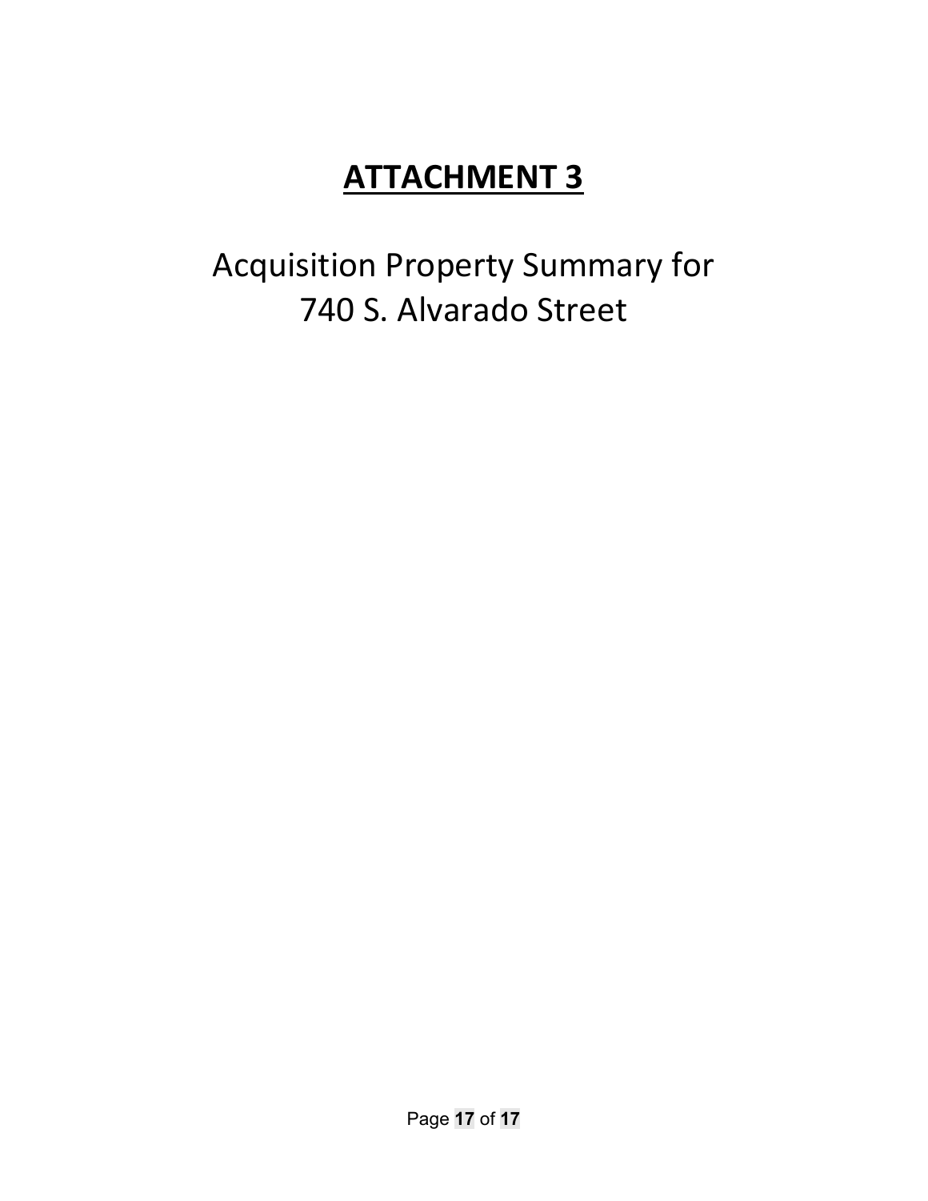# ATTACHMENT 3

Acquisition Property Summary for
740 S. Alvarado Street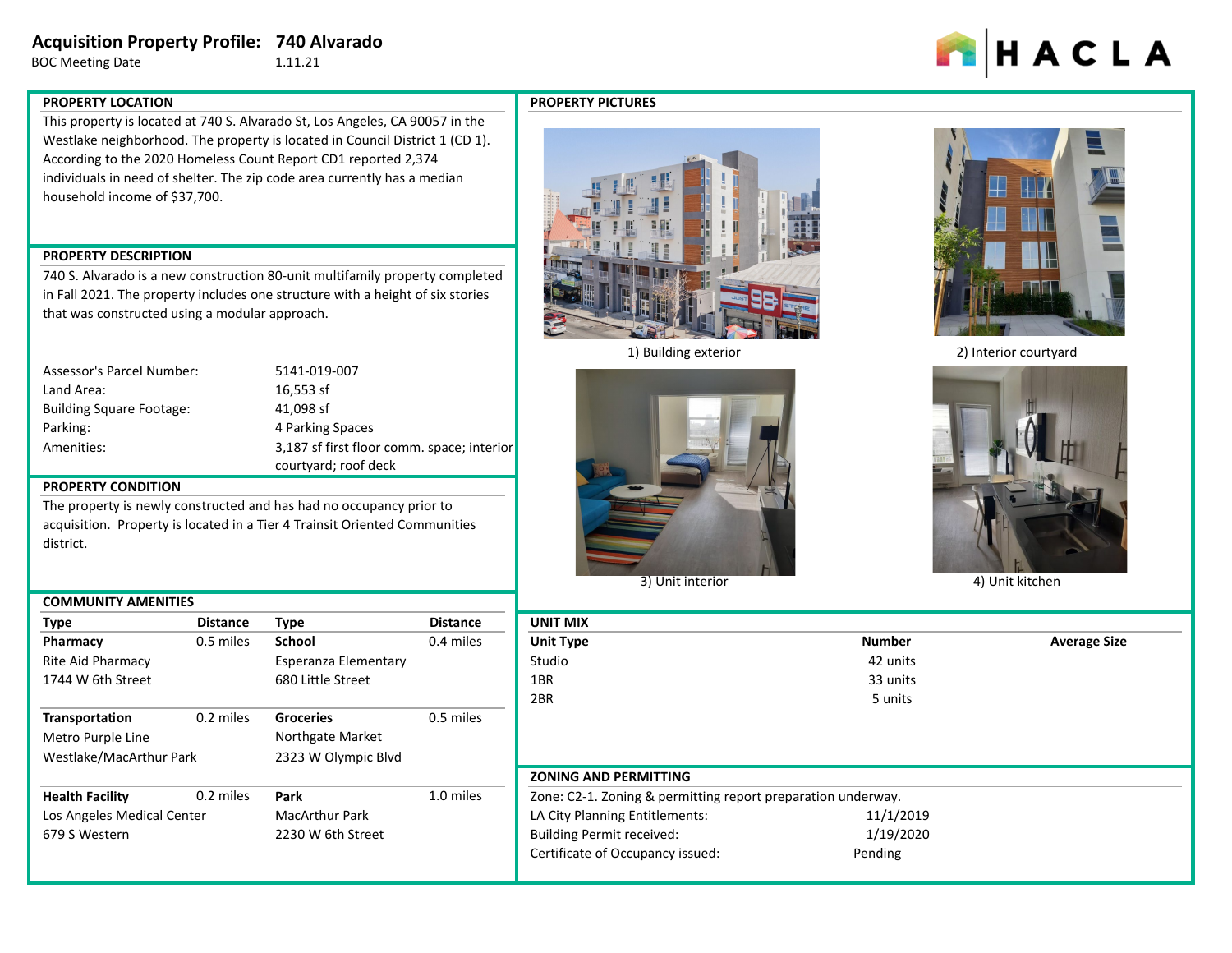# Acquisition Property Profile: 740 Alvarado

BOC Meeting Date 1.11.21

HACLA

## PROPERTY LOCATION

This property is located at 740 S. Alvarado St, Los Angeles, CA 90057 in the Westlake neighborhood. The property is located in Council District 1 (CD 1). According to the 2020 Homeless Count Report CD1 reported 2,374 individuals in need of shelter. The zip code area currently has a median household income of $37,700.

## PROPERTY DESCRIPTION

740 S. Alvarado is a new construction 80-unit multifamily property completed in Fall 2021. The property includes one structure with a height of six stories that was constructed using a modular approach.

| | |
|---|---|
| Assessor's Parcel Number: | 5141-019-007 |
| Land Area: | 16,553 sf |
| Building Square Footage: | 41,098 sf |
| Parking: | 4 Parking Spaces |
| Amenities: | 3,187 sf first floor comm. space; interior courtyard; roof deck |

## PROPERTY CONDITION

The property is newly constructed and has had no occupancy prior to acquisition. Property is located in a Tier 4 Trainsit Oriented Communities district.

## COMMUNITY AMENITIES

| Type | Distance | Type | Distance |
|---|---|---|---|
| **Pharmacy** | 0.5 miles | **School** | 0.4 miles |
| Rite Aid Pharmacy | | Esperanza Elementary | |
| 1744 W 6th Street | | 680 Little Street | |
| **Transportation** | 0.2 miles | **Groceries** | 0.5 miles |
| Metro Purple Line | | Northgate Market | |
| Westlake/MacArthur Park | | 2323 W Olympic Blvd | |
| **Health Facility** | 0.2 miles | **Park** | 1.0 miles |
| Los Angeles Medical Center | | MacArthur Park | |
| 679 S Western | | 2230 W 6th Street | |

## PROPERTY PICTURES

1) Building exterior

2) Interior courtyard

3) Unit interior

4) Unit kitchen

## UNIT MIX

| Unit Type | Number | Average Size |
|---|---|---|
| Studio | 42 units | |
| 1BR | 33 units | |
| 2BR | 5 units | |

## ZONING AND PERMITTING

Zone: C2-1. Zoning & permitting report preparation underway.

| | |
|---|---|
| LA City Planning Entitlements: | 11/1/2019 |
| Building Permit received: | 1/19/2020 |
| Certificate of Occupancy issued: | Pending |